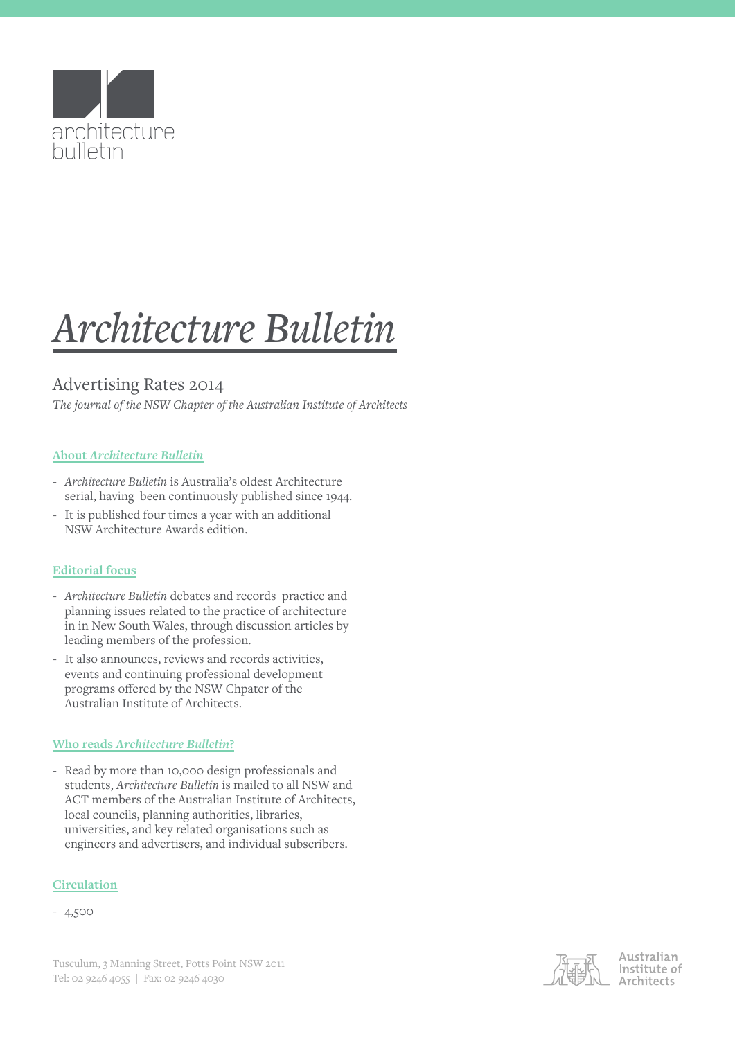architecture bulletin

# *Architecture Bulletin*

## Advertising Rates 2014

*The journal of the NSW Chapter of the Australian Institute of Architects*

### About *Architecture Bulletin*

- *Architecture Bulletin* is Australia's oldest Architecture serial, having been continuously published since 1944.
- It is published four times a year with an additional NSW Architecture Awards edition.

### Editorial focus

- *Architecture Bulletin* debates and records practice and planning issues related to the practice of architecture in in New South Wales, through discussion articles by leading members of the profession.
- It also announces, reviews and records activities, events and continuing professional development programs offered by the NSW Chpater of the Australian Institute of Architects.

### Who reads *Architecture Bulletin*?

- Read by more than 10,000 design professionals and students, *Architecture Bulletin* is mailed to all NSW and ACT members of the Australian Institute of Architects, local councils, planning authorities, libraries, universities, and key related organisations such as engineers and advertisers, and individual subscribers.

### Circulation

- 4,500

Tusculum, 3 Manning Street, Potts Point NSW 2011
Tel: 02 9246 4055 | Fax: 02 9246 4030

Australian Institute of Architects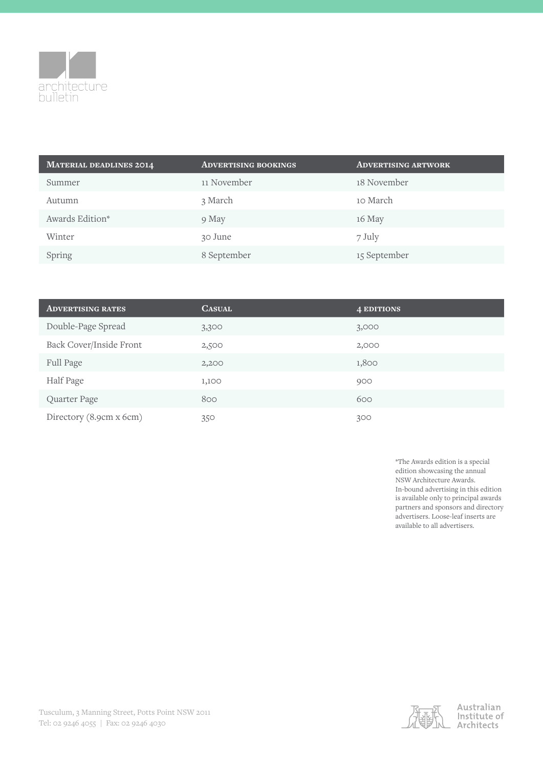architecture bulletin

| Material deadlines 2014 | Advertising bookings | Advertising artwork |
| --- | --- | --- |
| Summer | 11 November | 18 November |
| Autumn | 3 March | 10 March |
| Awards Edition* | 9 May | 16 May |
| Winter | 30 June | 7 July |
| Spring | 8 September | 15 September |

| Advertising rates | Casual | 4 editions |
| --- | --- | --- |
| Double-Page Spread | 3,300 | 3,000 |
| Back Cover/Inside Front | 2,500 | 2,000 |
| Full Page | 2,200 | 1,800 |
| Half Page | 1,100 | 900 |
| Quarter Page | 800 | 600 |
| Directory (8.9cm x 6cm) | 350 | 300 |

*The Awards edition is a special edition showcasing the annual NSW Architecture Awards. In-bound advertising in this edition is available only to principal awards partners and sponsors and directory advertisers. Loose-leaf inserts are available to all advertisers.

Tusculum, 3 Manning Street, Potts Point NSW 2011
Tel: 02 9246 4055 | Fax: 02 9246 4030

Australian Institute of Architects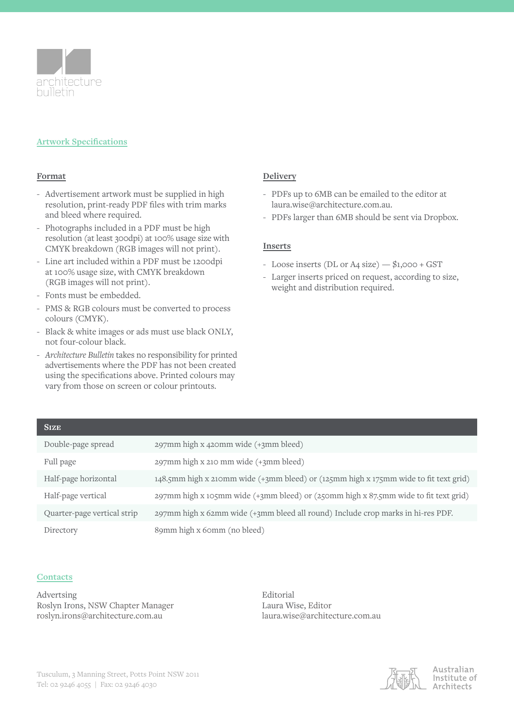architecture bulletin

## Artwork Specifications

### Format

- Advertisement artwork must be supplied in high resolution, print-ready PDF files with trim marks and bleed where required.
- Photographs included in a PDF must be high resolution (at least 300dpi) at 100% usage size with CMYK breakdown (RGB images will not print).
- Line art included within a PDF must be 1200dpi at 100% usage size, with CMYK breakdown (RGB images will not print).
- Fonts must be embedded.
- PMS & RGB colours must be converted to process colours (CMYK).
- Black & white images or ads must use black ONLY, not four-colour black.
- *Architecture Bulletin* takes no responsibility for printed advertisements where the PDF has not been created using the specifications above. Printed colours may vary from those on screen or colour printouts.

### Delivery

- PDFs up to 6MB can be emailed to the editor at laura.wise@architecture.com.au.
- PDFs larger than 6MB should be sent via Dropbox.

### Inserts

- Loose inserts (DL or A4 size) — $1,000 + GST
- Larger inserts priced on request, according to size, weight and distribution required.

| Size | |
|---|---|
| Double-page spread | 297mm high x 420mm wide (+3mm bleed) |
| Full page | 297mm high x 210 mm wide (+3mm bleed) |
| Half-page horizontal | 148.5mm high x 210mm wide (+3mm bleed) or (125mm high x 175mm wide to fit text grid) |
| Half-page vertical | 297mm high x 105mm wide (+3mm bleed) or (250mm high x 87.5mm wide to fit text grid) |
| Quarter-page vertical strip | 297mm high x 62mm wide (+3mm bleed all round) Include crop marks in hi-res PDF. |
| Directory | 89mm high x 60mm (no bleed) |

## Contacts

Advertsing
Roslyn Irons, NSW Chapter Manager
roslyn.irons@architecture.com.au

Editorial
Laura Wise, Editor
laura.wise@architecture.com.au

Tusculum, 3 Manning Street, Potts Point NSW 2011
Tel: 02 9246 4055 | Fax: 02 9246 4030

Australian Institute of Architects